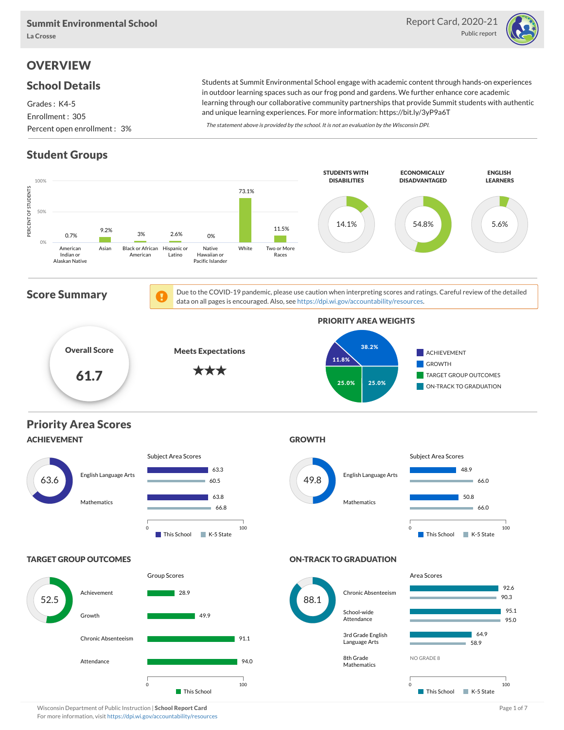# Summit Environmental School

La Crosse

Report Card, 2020-21

Public report

## OVERVIEW

### School Details

Grades : K4-5

Enrollment : 305

Percent open enrollment : 3%

Students at Summit Environmental School engage with academic content through hands-on experiences in outdoor learning spaces such as our frog pond and gardens. We further enhance core academic learning through our collaborative community partnerships that provide Summit students with authentic and unique learning experiences. For more information: https://bit.ly/3yP9a6T

*The statement above is provided by the school. It is not an evaluation by the Wisconsin DPI.*

### Student Groups

| Group | Percent of Students |
|---|---|
| American Indian or Alaskan Native | 0.7% |
| Asian | 9.2% |
| Black or African American | 3% |
| Hispanic or Latino | 2.6% |
| Native Hawaiian or Pacific Islander | 0% |
| White | 73.1% |
| Two or More Races | 11.5% |

| Students with Disabilities | Economically Disadvantaged | English Learners |
|---|---|---|
| 14.1% | 54.8% | 5.6% |

### Score Summary

Due to the COVID-19 pandemic, please use caution when interpreting scores and ratings. Careful review of the detailed data on all pages is encouraged. Also, see https://dpi.wi.gov/accountability/resources.

**Overall Score:** 61.7

**Meets Expectations** ★★★

**Priority Area Weights**

| Priority Area | Weight |
|---|---|
| Achievement | 11.8% |
| Growth | 38.2% |
| Target Group Outcomes | 25.0% |
| On-Track to Graduation | 25.0% |

### Priority Area Scores

#### ACHIEVEMENT: 63.6

| Subject Area | This School | K-5 State |
|---|---|---|
| English Language Arts | 63.3 | 60.5 |
| Mathematics | 63.8 | 66.8 |

#### GROWTH: 49.8

| Subject Area | This School | K-5 State |
|---|---|---|
| English Language Arts | 48.9 | 66.0 |
| Mathematics | 50.8 | 66.0 |

#### TARGET GROUP OUTCOMES: 52.5

| Group | This School |
|---|---|
| Achievement | 28.9 |
| Growth | 49.9 |
| Chronic Absenteeism | 91.1 |
| Attendance | 94.0 |

#### ON-TRACK TO GRADUATION: 88.1

| Area | This School | K-5 State |
|---|---|---|
| Chronic Absenteeism | 92.6 | 90.3 |
| School-wide Attendance | 95.1 | 95.0 |
| 3rd Grade English Language Arts | 64.9 | 58.9 |
| 8th Grade Mathematics | NO GRADE 8 | |

Wisconsin Department of Public Instruction | **School Report Card**

For more information, visit https://dpi.wi.gov/accountability/resources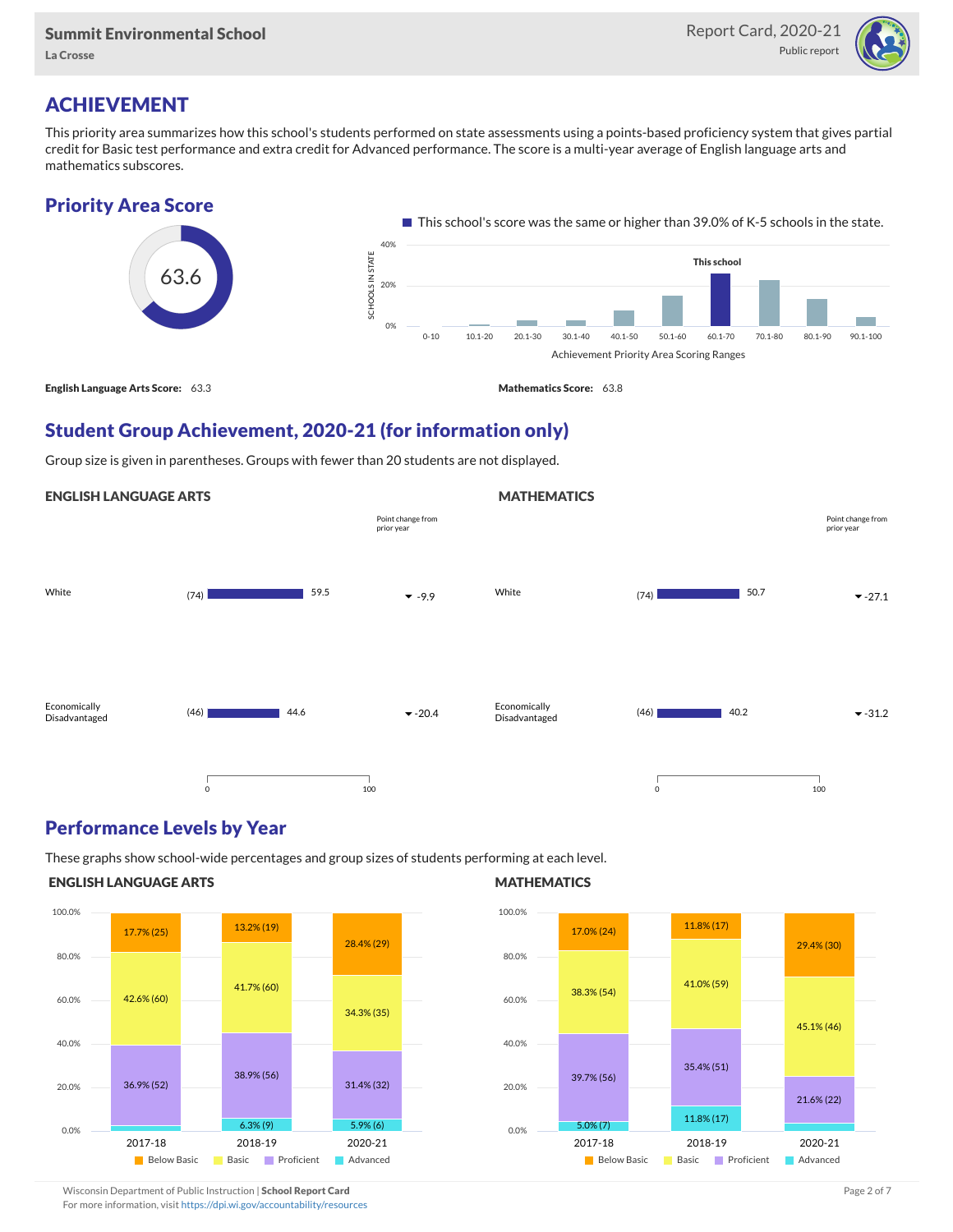Summit Environmental School

La Crosse

Report Card, 2020-21

Public report

# ACHIEVEMENT

This priority area summarizes how this school's students performed on state assessments using a points-based proficiency system that gives partial credit for Basic test performance and extra credit for Advanced performance. The score is a multi-year average of English language arts and mathematics subscores.

## Priority Area Score

63.6

This school's score was the same or higher than 39.0% of K-5 schools in the state.

**English Language Arts Score:** 63.3

**Mathematics Score:** 63.8

## Student Group Achievement, 2020-21 (for information only)

Group size is given in parentheses. Groups with fewer than 20 students are not displayed.

### ENGLISH LANGUAGE ARTS

| Group | Size | Score | Point change from prior year |
|---|---|---|---|
| White | (74) | 59.5 | -9.9 |
| Economically Disadvantaged | (46) | 44.6 | -20.4 |

### MATHEMATICS

| Group | Size | Score | Point change from prior year |
|---|---|---|---|
| White | (74) | 50.7 | -27.1 |
| Economically Disadvantaged | (46) | 40.2 | -31.2 |

## Performance Levels by Year

These graphs show school-wide percentages and group sizes of students performing at each level.

### ENGLISH LANGUAGE ARTS

| Level | 2017-18 | 2018-19 | 2020-21 |
|---|---|---|---|
| Below Basic | 17.7% (25) | 13.2% (19) | 28.4% (29) |
| Basic | 42.6% (60) | 41.7% (60) | 34.3% (35) |
| Proficient | 36.9% (52) | 38.9% (56) | 31.4% (32) |
| Advanced | | 6.3% (9) | 5.9% (6) |

### MATHEMATICS

| Level | 2017-18 | 2018-19 | 2020-21 |
|---|---|---|---|
| Below Basic | 17.0% (24) | 11.8% (17) | 29.4% (30) |
| Basic | 38.3% (54) | 41.0% (59) | 45.1% (46) |
| Proficient | 39.7% (56) | 35.4% (51) | 21.6% (22) |
| Advanced | 5.0% (7) | 11.8% (17) | |

Wisconsin Department of Public Instruction | **School Report Card**

For more information, visit https://dpi.wi.gov/accountability/resources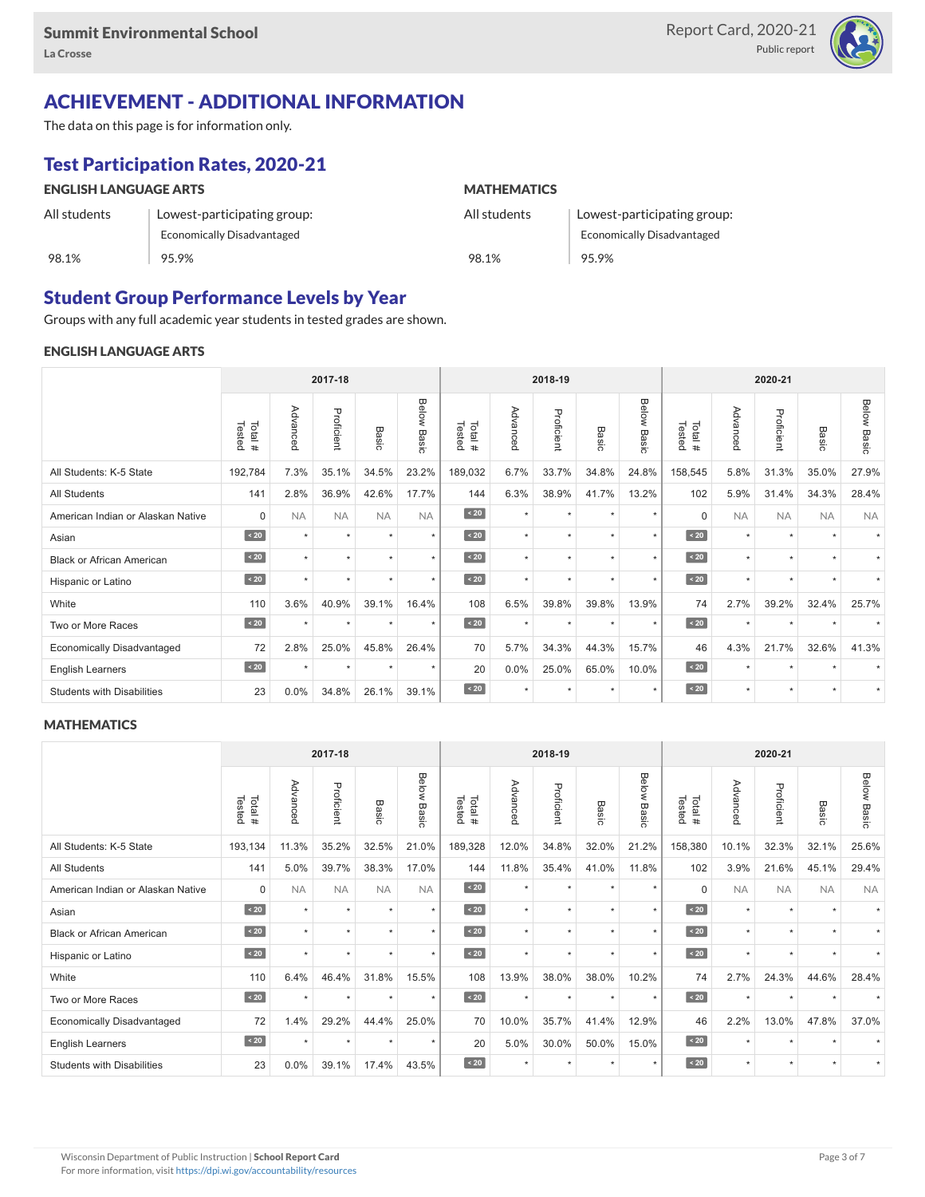# ACHIEVEMENT - ADDITIONAL INFORMATION

The data on this page is for information only.

## Test Participation Rates, 2020-21

| ENGLISH LANGUAGE ARTS | | MATHEMATICS | |
|---|---|---|---|
| All students | Lowest-participating group: Economically Disadvantaged | All students | Lowest-participating group: Economically Disadvantaged |
| 98.1% | 95.9% | 98.1% | 95.9% |

## Student Group Performance Levels by Year

Groups with any full academic year students in tested grades are shown.

### ENGLISH LANGUAGE ARTS

| | 2017-18 | | | | | 2018-19 | | | | | 2020-21 | | | | |
|---|---|---|---|---|---|---|---|---|---|---|---|---|---|---|---|
| | Total # Tested | Advanced | Proficient | Basic | Below Basic | Total # Tested | Advanced | Proficient | Basic | Below Basic | Total # Tested | Advanced | Proficient | Basic | Below Basic |
| All Students: K-5 State | 192,784 | 7.3% | 35.1% | 34.5% | 23.2% | 189,032 | 6.7% | 33.7% | 34.8% | 24.8% | 158,545 | 5.8% | 31.3% | 35.0% | 27.9% |
| All Students | 141 | 2.8% | 36.9% | 42.6% | 17.7% | 144 | 6.3% | 38.9% | 41.7% | 13.2% | 102 | 5.9% | 31.4% | 34.3% | 28.4% |
| American Indian or Alaskan Native | 0 | NA | NA | NA | NA | < 20 | * | * | * | * | 0 | NA | NA | NA | NA |
| Asian | < 20 | * | * | * | * | < 20 | * | * | * | * | < 20 | * | * | * | * |
| Black or African American | < 20 | * | * | * | * | < 20 | * | * | * | * | < 20 | * | * | * | * |
| Hispanic or Latino | < 20 | * | * | * | * | < 20 | * | * | * | * | < 20 | * | * | * | * |
| White | 110 | 3.6% | 40.9% | 39.1% | 16.4% | 108 | 6.5% | 39.8% | 39.8% | 13.9% | 74 | 2.7% | 39.2% | 32.4% | 25.7% |
| Two or More Races | < 20 | * | * | * | * | < 20 | * | * | * | * | < 20 | * | * | * | * |
| Economically Disadvantaged | 72 | 2.8% | 25.0% | 45.8% | 26.4% | 70 | 5.7% | 34.3% | 44.3% | 15.7% | 46 | 4.3% | 21.7% | 32.6% | 41.3% |
| English Learners | < 20 | * | * | * | * | 20 | 0.0% | 25.0% | 65.0% | 10.0% | < 20 | * | * | * | * |
| Students with Disabilities | 23 | 0.0% | 34.8% | 26.1% | 39.1% | < 20 | * | * | * | * | < 20 | * | * | * | * |

### MATHEMATICS

| | 2017-18 | | | | | 2018-19 | | | | | 2020-21 | | | | |
|---|---|---|---|---|---|---|---|---|---|---|---|---|---|---|---|
| | Total # Tested | Advanced | Proficient | Basic | Below Basic | Total # Tested | Advanced | Proficient | Basic | Below Basic | Total # Tested | Advanced | Proficient | Basic | Below Basic |
| All Students: K-5 State | 193,134 | 11.3% | 35.2% | 32.5% | 21.0% | 189,328 | 12.0% | 34.8% | 32.0% | 21.2% | 158,380 | 10.1% | 32.3% | 32.1% | 25.6% |
| All Students | 141 | 5.0% | 39.7% | 38.3% | 17.0% | 144 | 11.8% | 35.4% | 41.0% | 11.8% | 102 | 3.9% | 21.6% | 45.1% | 29.4% |
| American Indian or Alaskan Native | 0 | NA | NA | NA | NA | < 20 | * | * | * | * | 0 | NA | NA | NA | NA |
| Asian | < 20 | * | * | * | * | < 20 | * | * | * | * | < 20 | * | * | * | * |
| Black or African American | < 20 | * | * | * | * | < 20 | * | * | * | * | < 20 | * | * | * | * |
| Hispanic or Latino | < 20 | * | * | * | * | < 20 | * | * | * | * | < 20 | * | * | * | * |
| White | 110 | 6.4% | 46.4% | 31.8% | 15.5% | 108 | 13.9% | 38.0% | 38.0% | 10.2% | 74 | 2.7% | 24.3% | 44.6% | 28.4% |
| Two or More Races | < 20 | * | * | * | * | < 20 | * | * | * | * | < 20 | * | * | * | * |
| Economically Disadvantaged | 72 | 1.4% | 29.2% | 44.4% | 25.0% | 70 | 10.0% | 35.7% | 41.4% | 12.9% | 46 | 2.2% | 13.0% | 47.8% | 37.0% |
| English Learners | < 20 | * | * | * | * | 20 | 5.0% | 30.0% | 50.0% | 15.0% | < 20 | * | * | * | * |
| Students with Disabilities | 23 | 0.0% | 39.1% | 17.4% | 43.5% | < 20 | * | * | * | * | < 20 | * | * | * | * |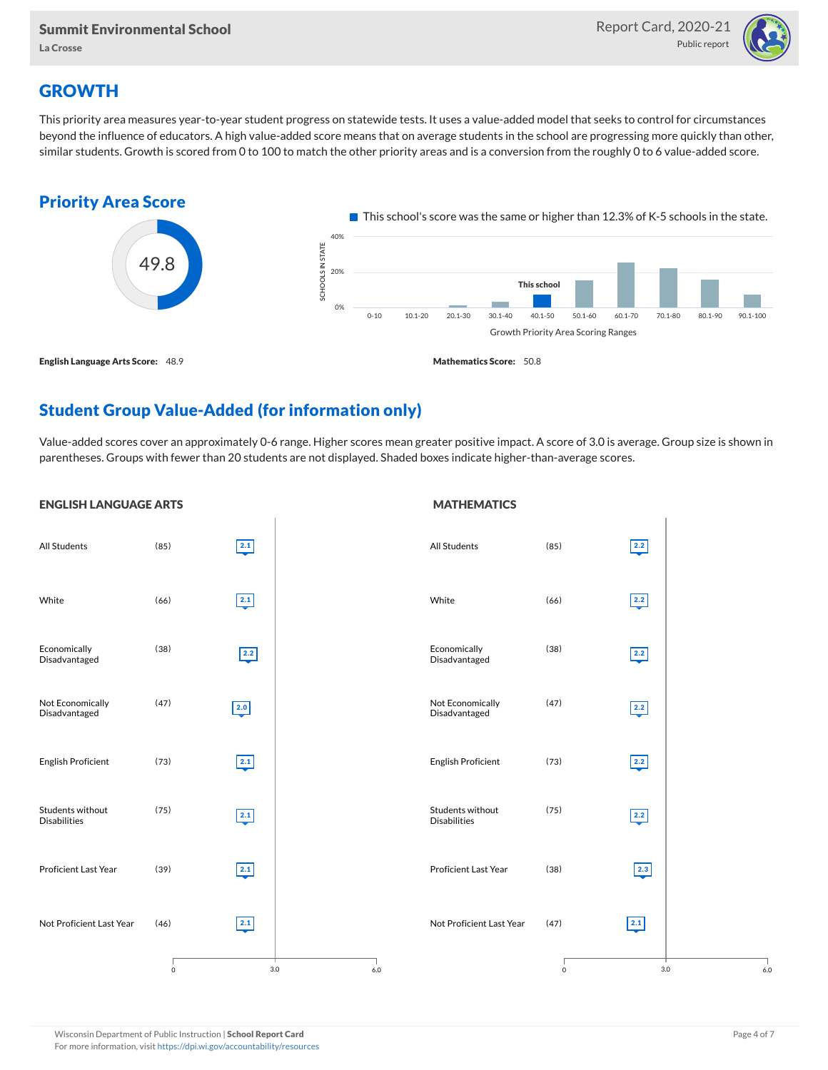## GROWTH

This priority area measures year-to-year student progress on statewide tests. It uses a value-added model that seeks to control for circumstances beyond the influence of educators. A high value-added score means that on average students in the school are progressing more quickly than other, similar students. Growth is scored from 0 to 100 to match the other priority areas and is a conversion from the roughly 0 to 6 value-added score.

### Priority Area Score

49.8

This school's score was the same or higher than 12.3% of K-5 schools in the state.

Growth Priority Area Scoring Ranges: 0-10, 10.1-20, 20.1-30, 30.1-40, 40.1-50 (This school), 50.1-60, 60.1-70, 70.1-80, 80.1-90, 90.1-100

**English Language Arts Score:** 48.9

**Mathematics Score:** 50.8

### Student Group Value-Added (for information only)

Value-added scores cover an approximately 0-6 range. Higher scores mean greater positive impact. A score of 3.0 is average. Group size is shown in parentheses. Groups with fewer than 20 students are not displayed. Shaded boxes indicate higher-than-average scores.

#### ENGLISH LANGUAGE ARTS

| Group | Size | Value-Added |
| --- | --- | --- |
| All Students | (85) | 2.1 |
| White | (66) | 2.1 |
| Economically Disadvantaged | (38) | 2.2 |
| Not Economically Disadvantaged | (47) | 2.0 |
| English Proficient | (73) | 2.1 |
| Students without Disabilities | (75) | 2.1 |
| Proficient Last Year | (39) | 2.1 |
| Not Proficient Last Year | (46) | 2.1 |

#### MATHEMATICS

| Group | Size | Value-Added |
| --- | --- | --- |
| All Students | (85) | 2.2 |
| White | (66) | 2.2 |
| Economically Disadvantaged | (38) | 2.2 |
| Not Economically Disadvantaged | (47) | 2.2 |
| English Proficient | (73) | 2.2 |
| Students without Disabilities | (75) | 2.2 |
| Proficient Last Year | (38) | 2.3 |
| Not Proficient Last Year | (47) | 2.1 |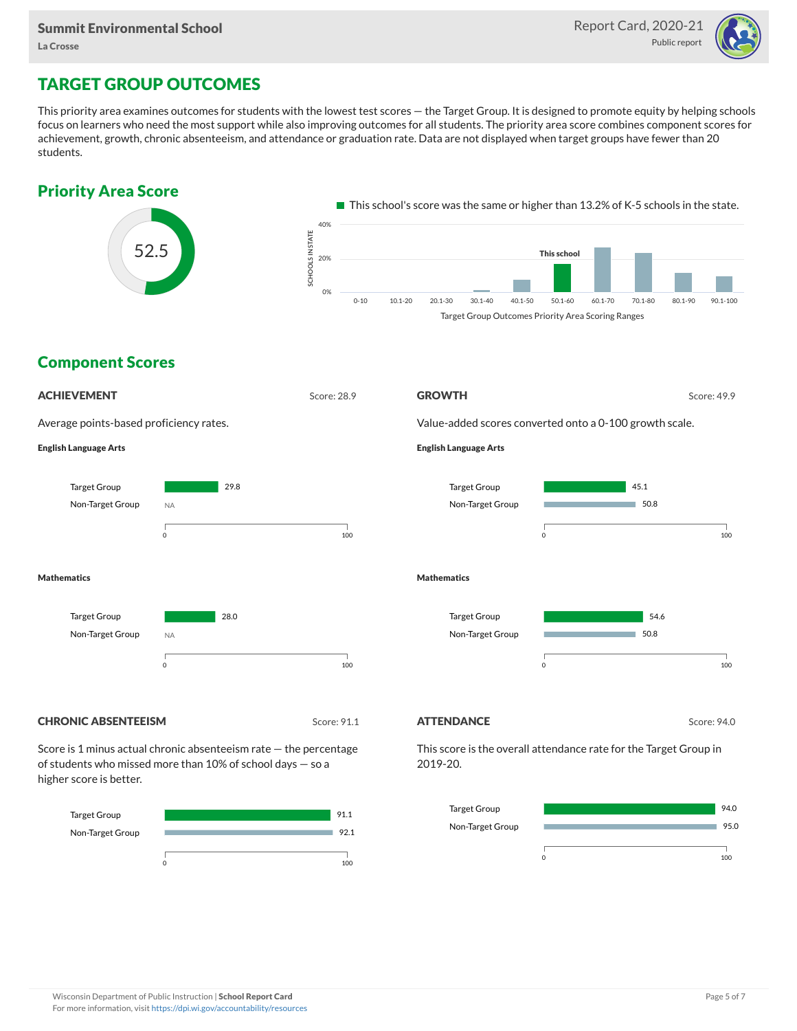Summit Environmental School

La Crosse

Report Card, 2020-21

Public report

# TARGET GROUP OUTCOMES

This priority area examines outcomes for students with the lowest test scores — the Target Group. It is designed to promote equity by helping schools focus on learners who need the most support while also improving outcomes for all students. The priority area score combines component scores for achievement, growth, chronic absenteeism, and attendance or graduation rate. Data are not displayed when target groups have fewer than 20 students.

## Priority Area Score

52.5

This school's score was the same or higher than 13.2% of K-5 schools in the state.

Target Group Outcomes Priority Area Scoring Ranges (This school: 50.1-60)

## Component Scores

### ACHIEVEMENT

Score: 28.9

Average points-based proficiency rates.

**English Language Arts**

| | Score |
|---|---|
| Target Group | 29.8 |
| Non-Target Group | NA |

**Mathematics**

| | Score |
|---|---|
| Target Group | 28.0 |
| Non-Target Group | NA |

### GROWTH

Score: 49.9

Value-added scores converted onto a 0-100 growth scale.

**English Language Arts**

| | Score |
|---|---|
| Target Group | 45.1 |
| Non-Target Group | 50.8 |

**Mathematics**

| | Score |
|---|---|
| Target Group | 54.6 |
| Non-Target Group | 50.8 |

### CHRONIC ABSENTEEISM

Score: 91.1

Score is 1 minus actual chronic absenteeism rate — the percentage of students who missed more than 10% of school days — so a higher score is better.

| | Score |
|---|---|
| Target Group | 91.1 |
| Non-Target Group | 92.1 |

### ATTENDANCE

Score: 94.0

This score is the overall attendance rate for the Target Group in 2019-20.

| | Score |
|---|---|
| Target Group | 94.0 |
| Non-Target Group | 95.0 |

Wisconsin Department of Public Instruction | **School Report Card**
For more information, visit https://dpi.wi.gov/accountability/resources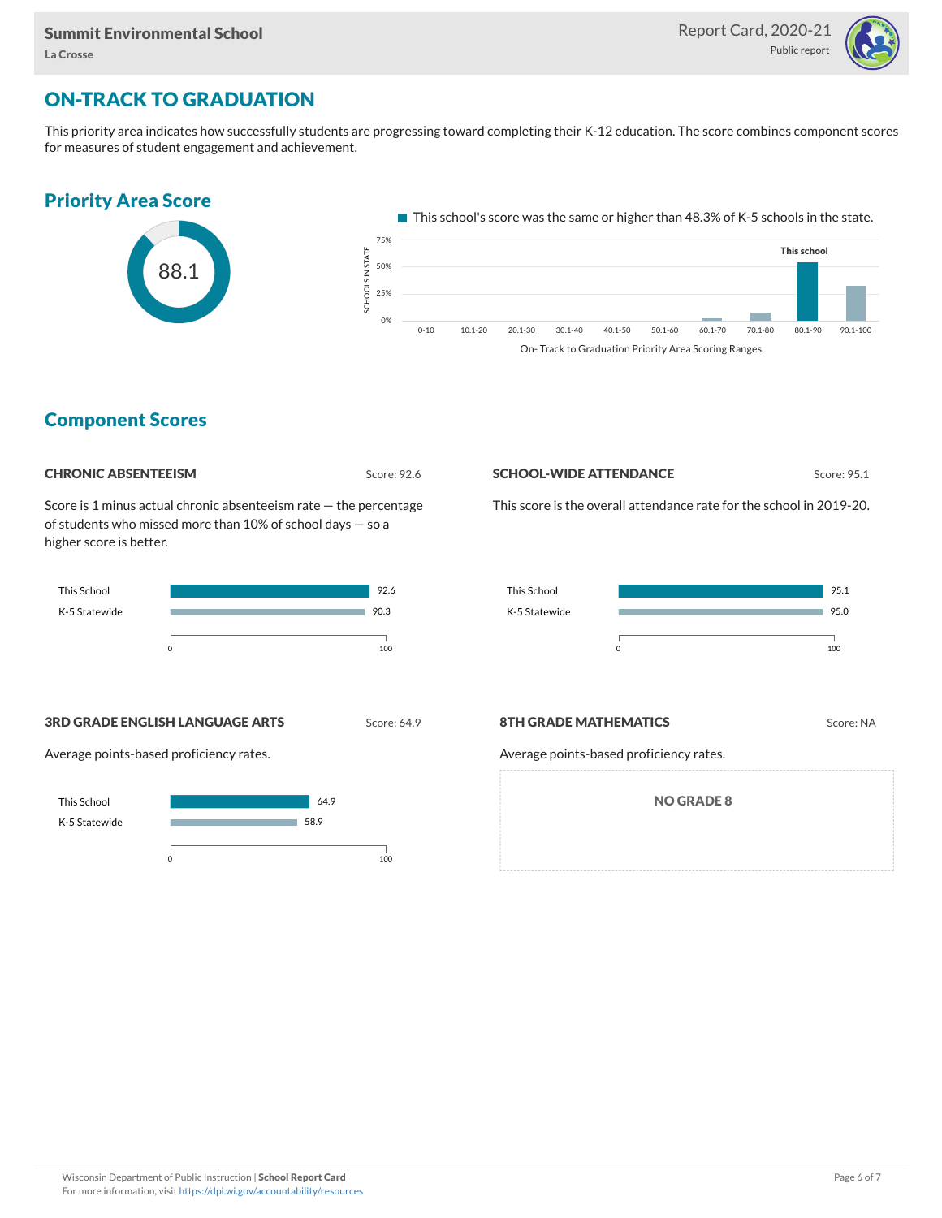## ON-TRACK TO GRADUATION

This priority area indicates how successfully students are progressing toward completing their K-12 education. The score combines component scores for measures of student engagement and achievement.

### Priority Area Score

88.1

This school's score was the same or higher than 48.3% of K-5 schools in the state.

On- Track to Graduation Priority Area Scoring Ranges

## Component Scores

### CHRONIC ABSENTEEISM

Score: 92.6

Score is 1 minus actual chronic absenteeism rate — the percentage of students who missed more than 10% of school days — so a higher score is better.

| | |
|---|---|
| This School | 92.6 |
| K-5 Statewide | 90.3 |

### SCHOOL-WIDE ATTENDANCE

Score: 95.1

This score is the overall attendance rate for the school in 2019-20.

| | |
|---|---|
| This School | 95.1 |
| K-5 Statewide | 95.0 |

### 3RD GRADE ENGLISH LANGUAGE ARTS

Score: 64.9

Average points-based proficiency rates.

| | |
|---|---|
| This School | 64.9 |
| K-5 Statewide | 58.9 |

### 8TH GRADE MATHEMATICS

Score: NA

Average points-based proficiency rates.

NO GRADE 8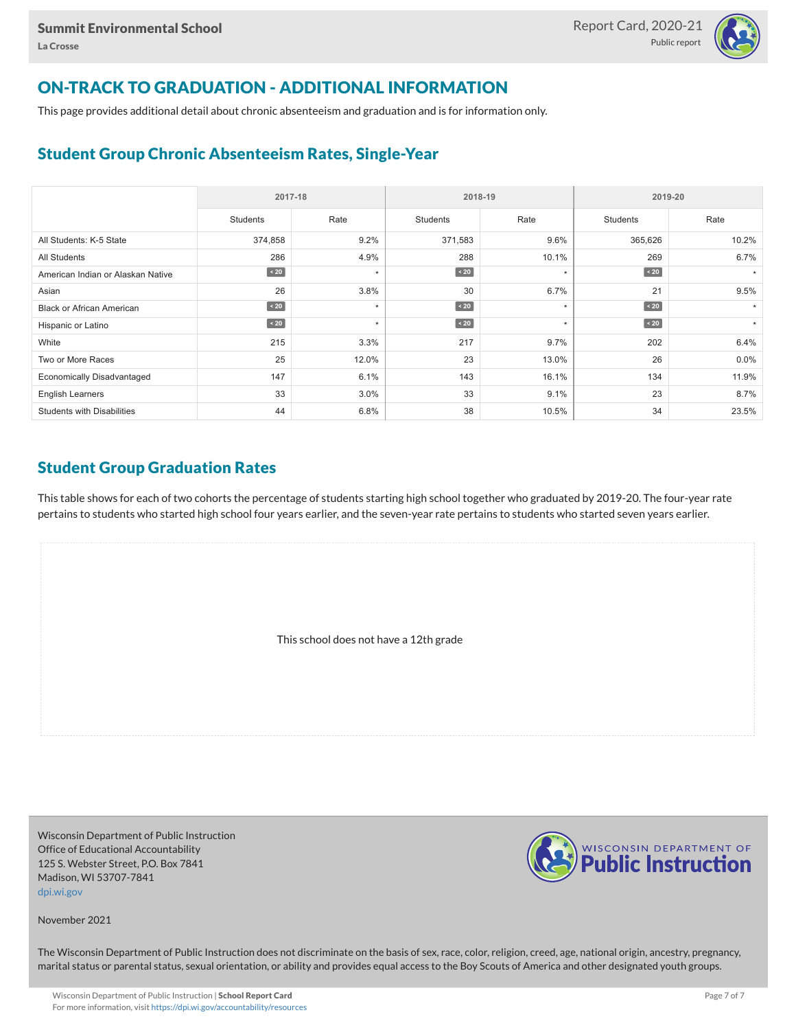# ON-TRACK TO GRADUATION - ADDITIONAL INFORMATION

This page provides additional detail about chronic absenteeism and graduation and is for information only.

## Student Group Chronic Absenteeism Rates, Single-Year

| | 2017-18 | | 2018-19 | | 2019-20 | |
|---|---|---|---|---|---|---|
| | Students | Rate | Students | Rate | Students | Rate |
| All Students: K-5 State | 374,858 | 9.2% | 371,583 | 9.6% | 365,626 | 10.2% |
| All Students | 286 | 4.9% | 288 | 10.1% | 269 | 6.7% |
| American Indian or Alaskan Native | < 20 | * | < 20 | * | < 20 | * |
| Asian | 26 | 3.8% | 30 | 6.7% | 21 | 9.5% |
| Black or African American | < 20 | * | < 20 | * | < 20 | * |
| Hispanic or Latino | < 20 | * | < 20 | * | < 20 | * |
| White | 215 | 3.3% | 217 | 9.7% | 202 | 6.4% |
| Two or More Races | 25 | 12.0% | 23 | 13.0% | 26 | 0.0% |
| Economically Disadvantaged | 147 | 6.1% | 143 | 16.1% | 134 | 11.9% |
| English Learners | 33 | 3.0% | 33 | 9.1% | 23 | 8.7% |
| Students with Disabilities | 44 | 6.8% | 38 | 10.5% | 34 | 23.5% |

## Student Group Graduation Rates

This table shows for each of two cohorts the percentage of students starting high school together who graduated by 2019-20. The four-year rate pertains to students who started high school four years earlier, and the seven-year rate pertains to students who started seven years earlier.

This school does not have a 12th grade

Wisconsin Department of Public Instruction
Office of Educational Accountability
125 S. Webster Street, P.O. Box 7841
Madison, WI 53707-7841
dpi.wi.gov

November 2021

The Wisconsin Department of Public Instruction does not discriminate on the basis of sex, race, color, religion, creed, age, national origin, ancestry, pregnancy, marital status or parental status, sexual orientation, or ability and provides equal access to the Boy Scouts of America and other designated youth groups.